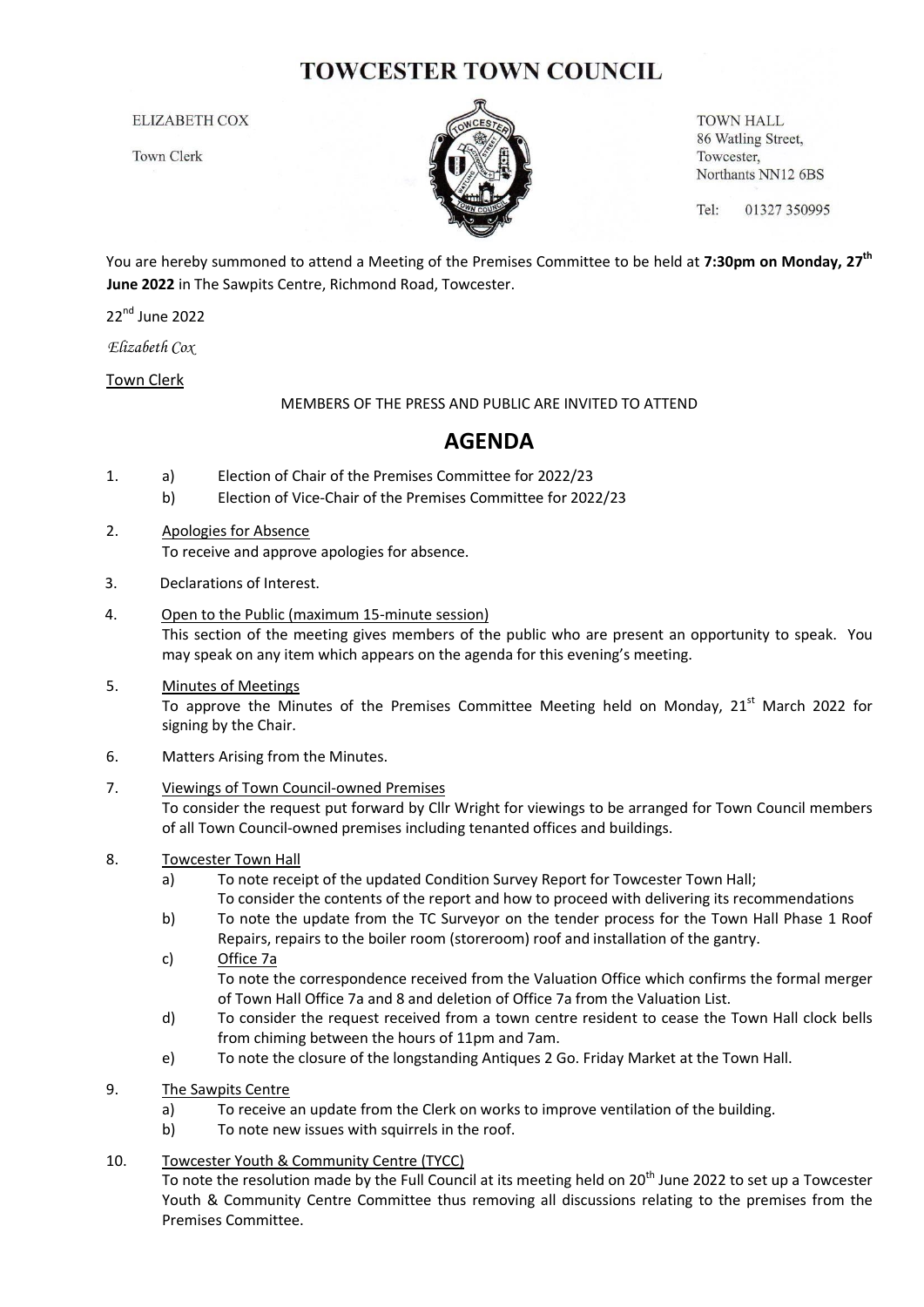# TOWCESTER TOWN COUNCIL

ELIZABETH COX

Town Clerk

TOWN HALL
86 Watling Street,
Towcester,
Northants NN12 6BS

Tel: 01327 350995

You are hereby summoned to attend a Meeting of the Premises Committee to be held at **7:30pm on Monday, 27th June 2022** in The Sawpits Centre, Richmond Road, Towcester.

22nd June 2022

*Elizabeth Cox*

Town Clerk

MEMBERS OF THE PRESS AND PUBLIC ARE INVITED TO ATTEND

## AGENDA

1. a) Election of Chair of the Premises Committee for 2022/23
   b) Election of Vice-Chair of the Premises Committee for 2022/23

2. Apologies for Absence
   To receive and approve apologies for absence.

3. Declarations of Interest.

4. Open to the Public (maximum 15-minute session)
   This section of the meeting gives members of the public who are present an opportunity to speak. You may speak on any item which appears on the agenda for this evening's meeting.

5. Minutes of Meetings
   To approve the Minutes of the Premises Committee Meeting held on Monday, 21st March 2022 for signing by the Chair.

6. Matters Arising from the Minutes.

7. Viewings of Town Council-owned Premises
   To consider the request put forward by Cllr Wright for viewings to be arranged for Town Council members of all Town Council-owned premises including tenanted offices and buildings.

8. Towcester Town Hall
   a) To note receipt of the updated Condition Survey Report for Towcester Town Hall;
      To consider the contents of the report and how to proceed with delivering its recommendations
   b) To note the update from the TC Surveyor on the tender process for the Town Hall Phase 1 Roof Repairs, repairs to the boiler room (storeroom) roof and installation of the gantry.
   c) Office 7a
      To note the correspondence received from the Valuation Office which confirms the formal merger of Town Hall Office 7a and 8 and deletion of Office 7a from the Valuation List.
   d) To consider the request received from a town centre resident to cease the Town Hall clock bells from chiming between the hours of 11pm and 7am.
   e) To note the closure of the longstanding Antiques 2 Go. Friday Market at the Town Hall.

9. The Sawpits Centre
   a) To receive an update from the Clerk on works to improve ventilation of the building.
   b) To note new issues with squirrels in the roof.

10. Towcester Youth & Community Centre (TYCC)
    To note the resolution made by the Full Council at its meeting held on 20th June 2022 to set up a Towcester Youth & Community Centre Committee thus removing all discussions relating to the premises from the Premises Committee.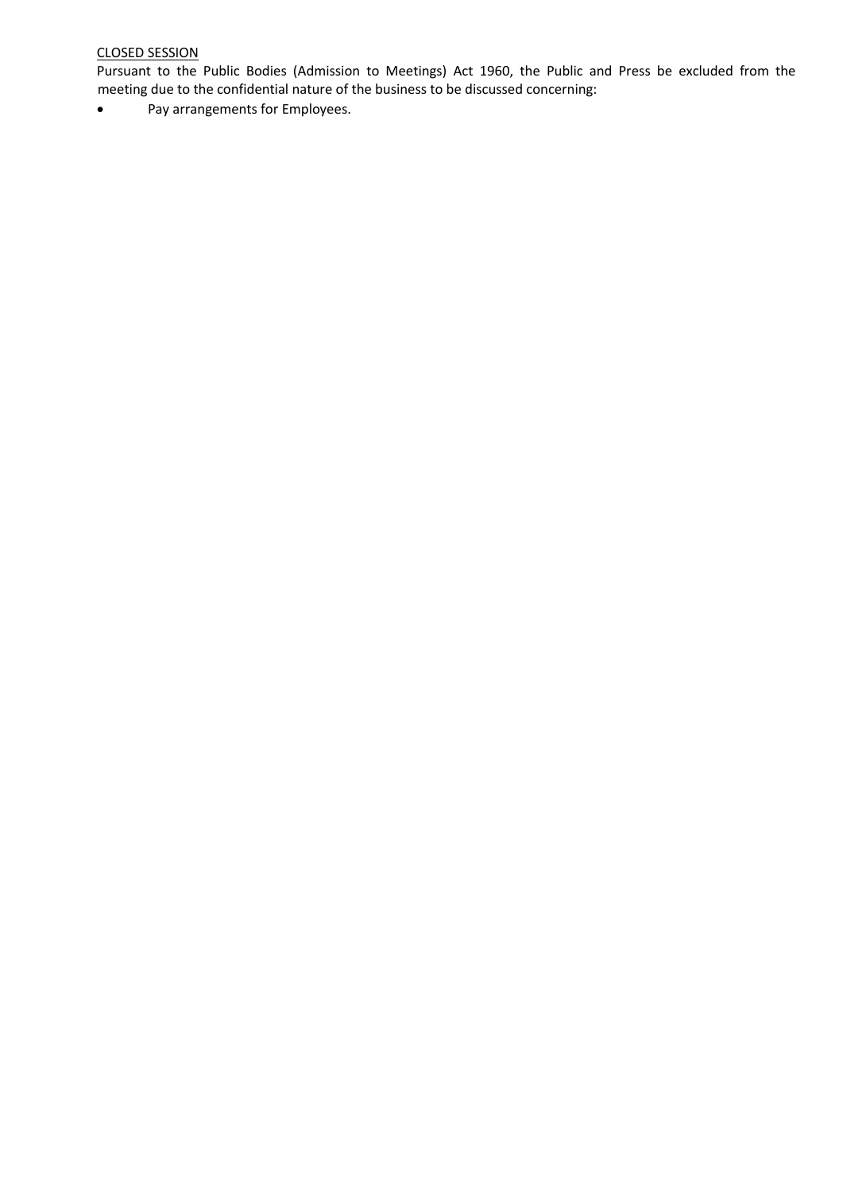<u>CLOSED SESSION</u>

Pursuant to the Public Bodies (Admission to Meetings) Act 1960, the Public and Press be excluded from the meeting due to the confidential nature of the business to be discussed concerning:

- Pay arrangements for Employees.